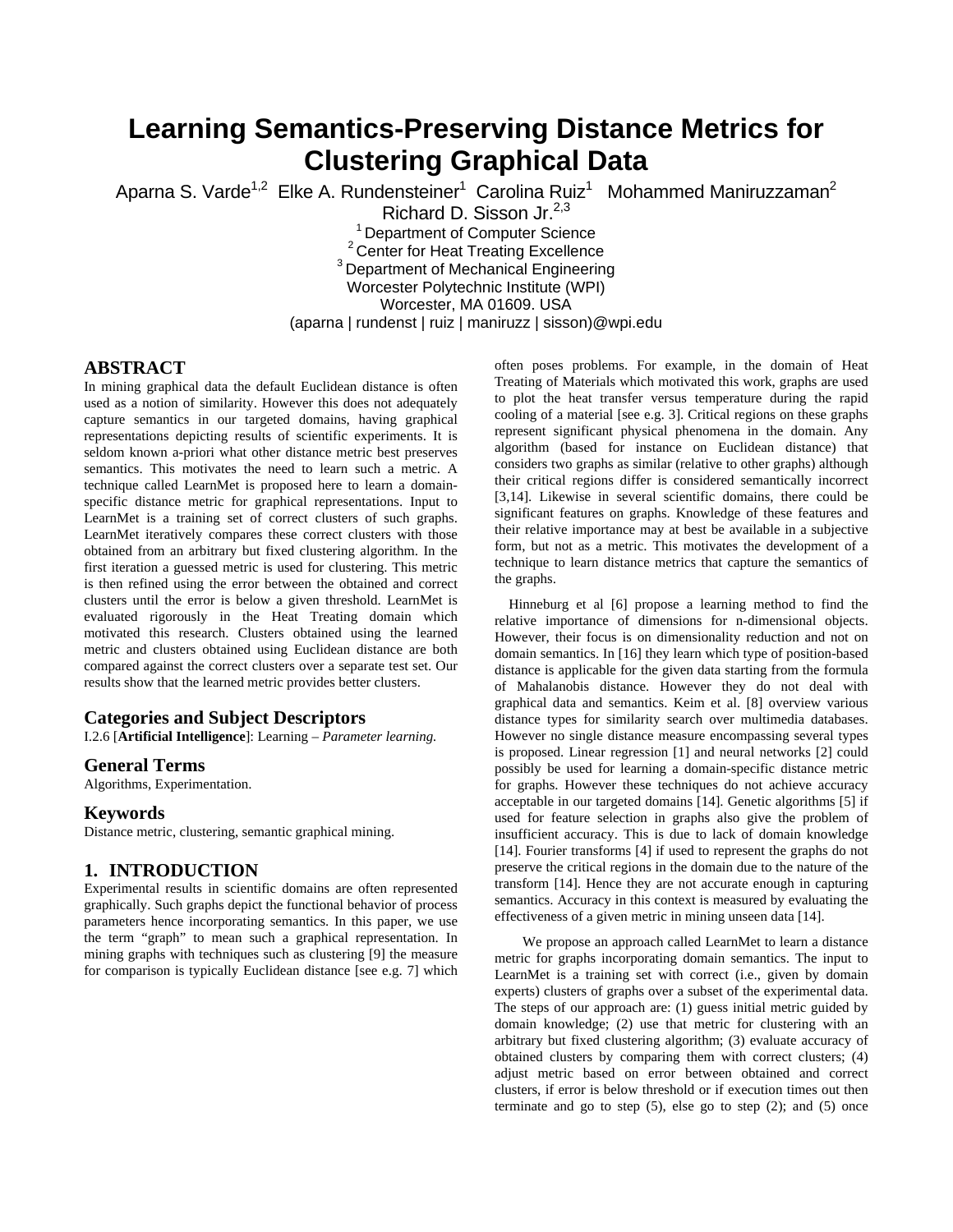# Learning Semantics-Preserving Distance Metrics for Clustering Graphical Data

Aparna S. Varde[1,2] Elke A. Rundensteiner[1] Carolina Ruiz[1] Mohammed Maniruzzaman[2] Richard D. Sisson Jr.[2,3]

[1] Department of Computer Science
[2] Center for Heat Treating Excellence
[3] Department of Mechanical Engineering
Worcester Polytechnic Institute (WPI)
Worcester, MA 01609. USA
(aparna | rundenst | ruiz | maniruzz | sisson)@wpi.edu

## ABSTRACT

In mining graphical data the default Euclidean distance is often used as a notion of similarity. However this does not adequately capture semantics in our targeted domains, having graphical representations depicting results of scientific experiments. It is seldom known a-priori what other distance metric best preserves semantics. This motivates the need to learn such a metric. A technique called LearnMet is proposed here to learn a domain-specific distance metric for graphical representations. Input to LearnMet is a training set of correct clusters of such graphs. LearnMet iteratively compares these correct clusters with those obtained from an arbitrary but fixed clustering algorithm. In the first iteration a guessed metric is used for clustering. This metric is then refined using the error between the obtained and correct clusters until the error is below a given threshold. LearnMet is evaluated rigorously in the Heat Treating domain which motivated this research. Clusters obtained using the learned metric and clusters obtained using Euclidean distance are both compared against the correct clusters over a separate test set. Our results show that the learned metric provides better clusters.

### Categories and Subject Descriptors

I.2.6 [**Artificial Intelligence**]: Learning – *Parameter learning.*

### General Terms

Algorithms, Experimentation.

### Keywords

Distance metric, clustering, semantic graphical mining.

## 1. INTRODUCTION

Experimental results in scientific domains are often represented graphically. Such graphs depict the functional behavior of process parameters hence incorporating semantics. In this paper, we use the term "graph" to mean such a graphical representation. In mining graphs with techniques such as clustering [9] the measure for comparison is typically Euclidean distance [see e.g. 7] which often poses problems. For example, in the domain of Heat Treating of Materials which motivated this work, graphs are used to plot the heat transfer versus temperature during the rapid cooling of a material [see e.g. 3]. Critical regions on these graphs represent significant physical phenomena in the domain. Any algorithm (based for instance on Euclidean distance) that considers two graphs as similar (relative to other graphs) although their critical regions differ is considered semantically incorrect [3,14]. Likewise in several scientific domains, there could be significant features on graphs. Knowledge of these features and their relative importance may at best be available in a subjective form, but not as a metric. This motivates the development of a technique to learn distance metrics that capture the semantics of the graphs.

Hinneburg et al [6] propose a learning method to find the relative importance of dimensions for n-dimensional objects. However, their focus is on dimensionality reduction and not on domain semantics. In [16] they learn which type of position-based distance is applicable for the given data starting from the formula of Mahalanobis distance. However they do not deal with graphical data and semantics. Keim et al. [8] overview various distance types for similarity search over multimedia databases. However no single distance measure encompassing several types is proposed. Linear regression [1] and neural networks [2] could possibly be used for learning a domain-specific distance metric for graphs. However these techniques do not achieve accuracy acceptable in our targeted domains [14]. Genetic algorithms [5] if used for feature selection in graphs also give the problem of insufficient accuracy. This is due to lack of domain knowledge [14]. Fourier transforms [4] if used to represent the graphs do not preserve the critical regions in the domain due to the nature of the transform [14]. Hence they are not accurate enough in capturing semantics. Accuracy in this context is measured by evaluating the effectiveness of a given metric in mining unseen data [14].

We propose an approach called LearnMet to learn a distance metric for graphs incorporating domain semantics. The input to LearnMet is a training set with correct (i.e., given by domain experts) clusters of graphs over a subset of the experimental data. The steps of our approach are: (1) guess initial metric guided by domain knowledge; (2) use that metric for clustering with an arbitrary but fixed clustering algorithm; (3) evaluate accuracy of obtained clusters by comparing them with correct clusters; (4) adjust metric based on error between obtained and correct clusters, if error is below threshold or if execution times out then terminate and go to step (5), else go to step (2); and (5) once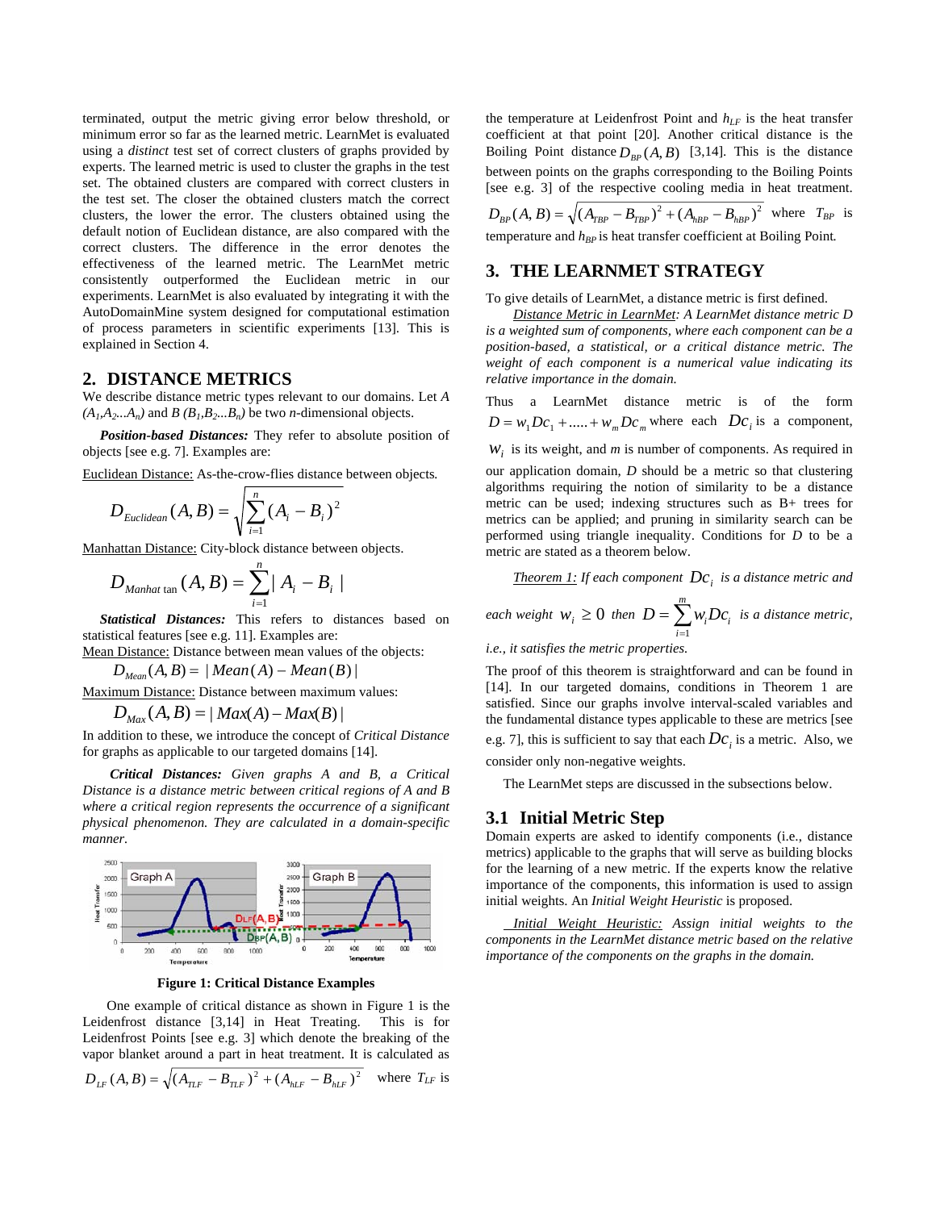terminated, output the metric giving error below threshold, or minimum error so far as the learned metric. LearnMet is evaluated using a *distinct* test set of correct clusters of graphs provided by experts. The learned metric is used to cluster the graphs in the test set. The obtained clusters are compared with correct clusters in the test set. The closer the obtained clusters match the correct clusters, the lower the error. The clusters obtained using the default notion of Euclidean distance, are also compared with the correct clusters. The difference in the error denotes the effectiveness of the learned metric. The LearnMet metric consistently outperformed the Euclidean metric in our experiments. LearnMet is also evaluated by integrating it with the AutoDomainMine system designed for computational estimation of process parameters in scientific experiments [13]. This is explained in Section 4.

## 2. DISTANCE METRICS

We describe distance metric types relevant to our domains. Let *A* $(A_1,A_2...A_n)$ and *B* $(B_1,B_2...B_n)$ be two *n*-dimensional objects.

***Position-based Distances:*** They refer to absolute position of objects [see e.g. 7]. Examples are:

Euclidean Distance: As-the-crow-flies distance between objects.

$$D_{Euclidean}(A,B) = \sqrt{\sum_{i=1}^{n}(A_i - B_i)^2}$$

Manhattan Distance: City-block distance between objects.

$$D_{Manhattan}(A,B) = \sum_{i=1}^{n}|A_i - B_i|$$

***Statistical Distances:*** This refers to distances based on statistical features [see e.g. 11]. Examples are:

Mean Distance: Distance between mean values of the objects:

$$D_{Mean}(A,B) = |Mean(A) - Mean(B)|$$

Maximum Distance: Distance between maximum values:

$$D_{Max}(A,B) = |Max(A) - Max(B)|$$

In addition to these, we introduce the concept of *Critical Distance* for graphs as applicable to our targeted domains [14].

***Critical Distances:*** *Given graphs A and B, a Critical Distance is a distance metric between critical regions of A and B where a critical region represents the occurrence of a significant physical phenomenon. They are calculated in a domain-specific manner.*

**Figure 1: Critical Distance Examples**

One example of critical distance as shown in Figure 1 is the Leidenfrost distance [3,14] in Heat Treating. This is for Leidenfrost Points [see e.g. 3] which denote the breaking of the vapor blanket around a part in heat treatment. It is calculated as $D_{LF}(A,B) = \sqrt{(A_{TLF} - B_{TLF})^2 + (A_{hLF} - B_{hLF})^2}$ where $T_{LF}$ is the temperature at Leidenfrost Point and $h_{LF}$ is the heat transfer coefficient at that point [20]. Another critical distance is the Boiling Point distance $D_{BP}(A,B)$ [3,14]. This is the distance between points on the graphs corresponding to the Boiling Points [see e.g. 3] of the respective cooling media in heat treatment. $D_{BP}(A,B) = \sqrt{(A_{TBP} - B_{TBP})^2 + (A_{hBP} - B_{hBP})^2}$ where $T_{BP}$ is temperature and $h_{BP}$ is heat transfer coefficient at Boiling Point.

## 3. THE LEARNMET STRATEGY

To give details of LearnMet, a distance metric is first defined.

Distance Metric in LearnMet: *A LearnMet distance metric D is a weighted sum of components, where each component can be a position-based, a statistical, or a critical distance metric. The weight of each component is a numerical value indicating its relative importance in the domain.*

Thus a LearnMet distance metric is of the form $D = w_1 Dc_1 + ..... + w_m Dc_m$ where each $Dc_i$ is a component, $w_i$ is its weight, and *m* is number of components. As required in our application domain, *D* should be a metric so that clustering algorithms requiring the notion of similarity to be a distance metric can be used; indexing structures such as B+ trees for metrics can be applied; and pruning in similarity search can be performed using triangle inequality. Conditions for *D* to be a metric are stated as a theorem below.

Theorem 1: *If each component $Dc_i$ is a distance metric and each weight $w_i \geq 0$ then $D = \sum_{i=1}^{m} w_i Dc_i$ is a distance metric, i.e., it satisfies the metric properties.*

The proof of this theorem is straightforward and can be found in [14]. In our targeted domains, conditions in Theorem 1 are satisfied. Since our graphs involve interval-scaled variables and the fundamental distance types applicable to these are metrics [see e.g. 7], this is sufficient to say that each $Dc_i$ is a metric. Also, we consider only non-negative weights.

The LearnMet steps are discussed in the subsections below.

### 3.1 Initial Metric Step

Domain experts are asked to identify components (i.e., distance metrics) applicable to the graphs that will serve as building blocks for the learning of a new metric. If the experts know the relative importance of the components, this information is used to assign initial weights. An *Initial Weight Heuristic* is proposed.

Initial Weight Heuristic: *Assign initial weights to the components in the LearnMet distance metric based on the relative importance of the components on the graphs in the domain.*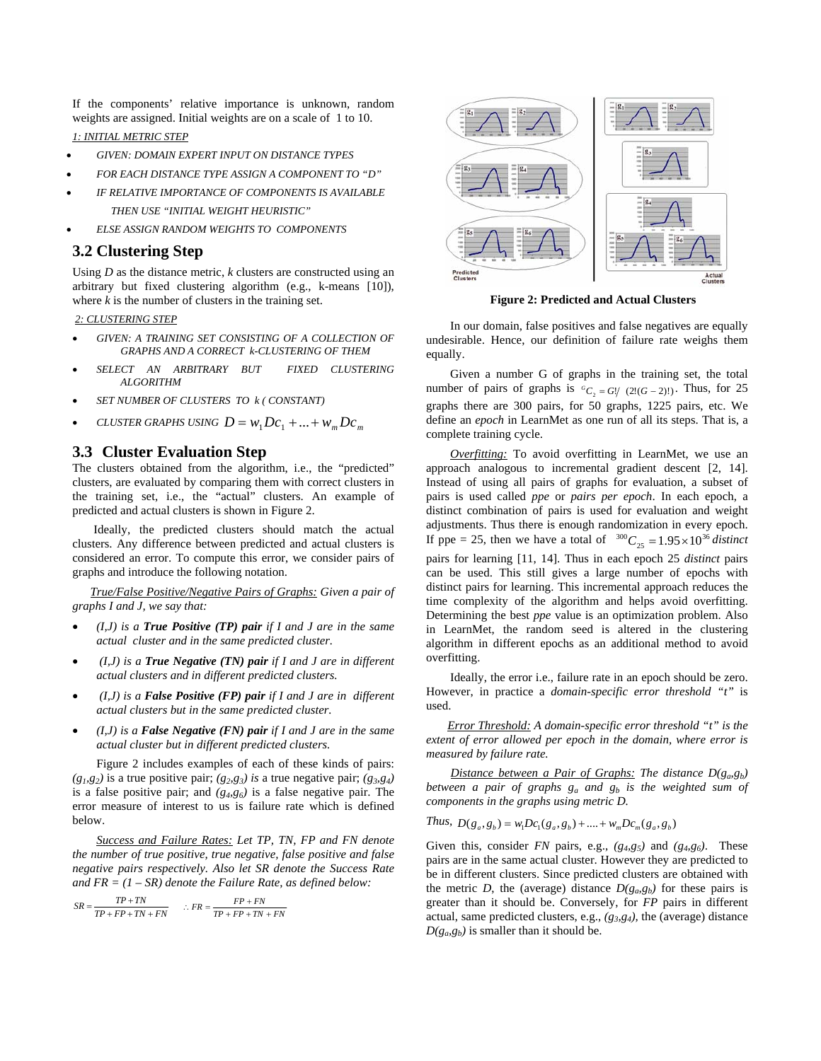If the components' relative importance is unknown, random weights are assigned. Initial weights are on a scale of 1 to 10.

*1: INITIAL METRIC STEP*

- *GIVEN: DOMAIN EXPERT INPUT ON DISTANCE TYPES*
- *FOR EACH DISTANCE TYPE ASSIGN A COMPONENT TO "D"*
- *IF RELATIVE IMPORTANCE OF COMPONENTS IS AVAILABLE THEN USE "INITIAL WEIGHT HEURISTIC"*
- *ELSE ASSIGN RANDOM WEIGHTS TO COMPONENTS*

## 3.2 Clustering Step

Using *D* as the distance metric, *k* clusters are constructed using an arbitrary but fixed clustering algorithm (e.g., k-means [10]), where *k* is the number of clusters in the training set.

*2: CLUSTERING STEP*

- *GIVEN: A TRAINING SET CONSISTING OF A COLLECTION OF GRAPHS AND A CORRECT k-CLUSTERING OF THEM*
- *SELECT AN ARBITRARY BUT FIXED CLUSTERING ALGORITHM*
- *SET NUMBER OF CLUSTERS TO k ( CONSTANT)*
- *CLUSTER GRAPHS USING* $D = w_1 Dc_1 + ... + w_m Dc_m$

## 3.3 Cluster Evaluation Step

The clusters obtained from the algorithm, i.e., the "predicted" clusters, are evaluated by comparing them with correct clusters in the training set, i.e., the "actual" clusters. An example of predicted and actual clusters is shown in Figure 2.

Ideally, the predicted clusters should match the actual clusters. Any difference between predicted and actual clusters is considered an error. To compute this error, we consider pairs of graphs and introduce the following notation.

<u>True/False Positive/Negative Pairs of Graphs:</u> *Given a pair of graphs I and J, we say that:*

- *(I,J) is a **True Positive (TP) pair** if I and J are in the same actual cluster and in the same predicted cluster.*
- *(I,J) is a **True Negative (TN) pair** if I and J are in different actual clusters and in different predicted clusters.*
- *(I,J) is a **False Positive (FP) pair** if I and J are in different actual clusters but in the same predicted cluster.*
- *(I,J) is a **False Negative (FN) pair** if I and J are in the same actual cluster but in different predicted clusters.*

Figure 2 includes examples of each of these kinds of pairs: $(g_1,g_2)$ is a true positive pair; $(g_2,g_3)$ is a true negative pair; $(g_3,g_4)$ is a false positive pair; and $(g_4,g_6)$ is a false negative pair. The error measure of interest to us is failure rate which is defined below.

<u>Success and Failure Rates:</u> *Let TP, TN, FP and FN denote the number of true positive, true negative, false positive and false negative pairs respectively. Also let SR denote the Success Rate and FR = (1 – SR) denote the Failure Rate, as defined below:*

$$SR = \frac{TP + TN}{TP + FP + TN + FN} \quad \therefore FR = \frac{FP + FN}{TP + FP + TN + FN}$$

**Figure 2: Predicted and Actual Clusters**

In our domain, false positives and false negatives are equally undesirable. Hence, our definition of failure rate weighs them equally.

Given a number G of graphs in the training set, the total number of pairs of graphs is ${}^{G}C_2 = G!/\ (2!(G-2)!)$. Thus, for 25 graphs there are 300 pairs, for 50 graphs, 1225 pairs, etc. We define an *epoch* in LearnMet as one run of all its steps. That is, a complete training cycle.

<u>Overfitting:</u> To avoid overfitting in LearnMet, we use an approach analogous to incremental gradient descent [2, 14]. Instead of using all pairs of graphs for evaluation, a subset of pairs is used called *ppe* or *pairs per epoch*. In each epoch, a distinct combination of pairs is used for evaluation and weight adjustments. Thus there is enough randomization in every epoch. If ppe = 25, then we have a total of ${}^{300}C_{25} = 1.95 \times 10^{36}$ *distinct* pairs for learning [11, 14]. Thus in each epoch 25 *distinct* pairs can be used. This still gives a large number of epochs with distinct pairs for learning. This incremental approach reduces the time complexity of the algorithm and helps avoid overfitting. Determining the best *ppe* value is an optimization problem. Also in LearnMet, the random seed is altered in the clustering algorithm in different epochs as an additional method to avoid overfitting.

Ideally, the error i.e., failure rate in an epoch should be zero. However, in practice a *domain-specific error threshold "t"* is used.

<u>Error Threshold:</u> *A domain-specific error threshold "t" is the extent of error allowed per epoch in the domain, where error is measured by failure rate.*

<u>Distance between a Pair of Graphs:</u> *The distance $D(g_a,g_b)$ between a pair of graphs $g_a$ and $g_b$ is the weighted sum of components in the graphs using metric D.*

*Thus,* $D(g_a, g_b) = w_1 Dc_1(g_a, g_b) + .... + w_m Dc_m(g_a, g_b)$

Given this, consider *FN* pairs, e.g., $(g_4,g_5)$ and $(g_4,g_6)$. These pairs are in the same actual cluster. However they are predicted to be in different clusters. Since predicted clusters are obtained with the metric *D*, the (average) distance $D(g_a,g_b)$ for these pairs is greater than it should be. Conversely, for *FP* pairs in different actual, same predicted clusters, e.g., $(g_3,g_4)$, the (average) distance $D(g_a,g_b)$ is smaller than it should be.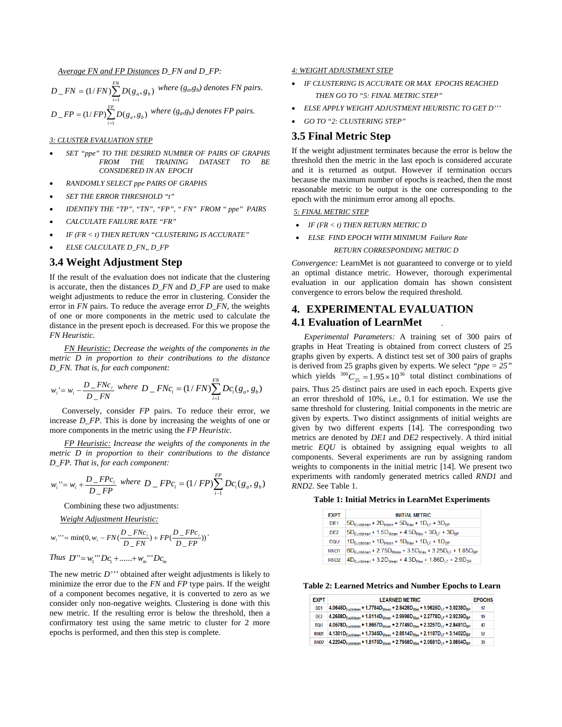*Average FN and FP Distances* *D_FN and D_FP:*

$$D\_FN = (1/FN)\sum_{i=1}^{FN} D(g_a, g_b)$$ *where ($g_a$,$g_b$) denotes FN pairs.*

$$D\_FP = (1/FP)\sum_{i=1}^{FP} D(g_a, g_b)$$ *where ($g_a$,$g_b$) denotes FP pairs.*

*3: CLUSTER EVALUATION STEP*

- *SET "ppe" TO THE DESIRED NUMBER OF PAIRS OF GRAPHS FROM THE TRAINING DATASET TO BE CONSIDERED IN AN EPOCH*
- *RANDOMLY SELECT ppe PAIRS OF GRAPHS*
- *SET THE ERROR THRESHOLD "t"*
- *IDENTIFY THE "TP", "TN", "FP", " FN" FROM " ppe" PAIRS*
- *CALCULATE FAILURE RATE "FR"*
- *IF (FR < t) THEN RETURN "CLUSTERING IS ACCURATE"*
- *ELSE CALCULATE D_FN,, D_FP*

### 3.4 Weight Adjustment Step

If the result of the evaluation does not indicate that the clustering is accurate, then the distances *D_FN* and *D_FP* are used to make weight adjustments to reduce the error in clustering. Consider the error in *FN* pairs. To reduce the average error *D_FN*, the weights of one or more components in the metric used to calculate the distance in the present epoch is decreased. For this we propose the *FN Heuristic.*

*FN Heuristic: Decrease the weights of the components in the metric D in proportion to their contributions to the distance D_FN. That is, for each component:*

$$w_i' = w_i - \frac{D\_FNc_i}{D\_FN} \text{ where } D\_FNc_i = (1/FN)\sum_{i=1}^{FN} Dc_i(g_a, g_b)$$

Conversely, consider *FP* pairs. To reduce their error, we increase *D_FP*. This is done by increasing the weights of one or more components in the metric using the *FP Heuristic.*

*FP Heuristic: Increase the weights of the components in the metric D in proportion to their contributions to the distance D_FP. That is, for each component:*

$$w_i'' = w_i + \frac{D\_FPc_i}{D\_FP} \text{ where } D\_FPc_i = (1/FP)\sum_{i=1}^{FP} Dc_i(g_a, g_b)$$

Combining these two adjustments:

*Weight Adjustment Heuristic:*

$$w_i''' = \min(0, w_i - FN(\frac{D\_FNc_i}{D\_FN}) + FP(\frac{D\_FPc_i}{D\_FP})).$$

*Thus* $D''' = w_1'''Dc_1 + ...... + w_m'''Dc_m$

The new metric *D'''* obtained after weight adjustments is likely to minimize the error due to the *FN* and *FP* type pairs. If the weight of a component becomes negative, it is converted to zero as we consider only non-negative weights. Clustering is done with this new metric. If the resulting error is below the threshold, then a confirmatory test using the same metric to cluster for 2 more epochs is performed, and then this step is complete.

*4: WEIGHT ADJUSTMENT STEP*

- *IF CLUSTERING IS ACCURATE OR MAX EPOCHS REACHED THEN GO TO "5: FINAL METRIC STEP"*
- *ELSE APPLY WEIGHT ADJUSTMENT HEURISTIC TO GET D'''*
- *GO TO "2: CLUSTERING STEP"*

### 3.5 Final Metric Step

If the weight adjustment terminates because the error is below the threshold then the metric in the last epoch is considered accurate and it is returned as output. However if termination occurs because the maximum number of epochs is reached, then the most reasonable metric to be output is the one corresponding to the epoch with the minimum error among all epochs.

*5: FINAL METRIC STEP*

- *IF (FR < t) THEN RETURN METRIC D*
- *ELSE FIND EPOCH WITH MINIMUM Failure Rate RETURN CORRESPONDING METRIC D*

*Convergence:* LearnMet is not guaranteed to converge or to yield an optimal distance metric. However, thorough experimental evaluation in our application domain has shown consistent convergence to errors below the required threshold.

## 4. EXPERIMENTAL EVALUATION

### 4.1 Evaluation of LearnMet

*Experimental Parameters:* A training set of 300 pairs of graphs in Heat Treating is obtained from correct clusters of 25 graphs given by experts. A distinct test set of 300 pairs of graphs is derived from 25 graphs given by experts. We select *"ppe = 25"* which yields ${}^{300}C_{25} = 1.95\times10^{36}$ total distinct combinations of pairs. Thus 25 distinct pairs are used in each epoch. Experts give an error threshold of 10%, i.e., 0.1 for estimation. We use the same threshold for clustering. Initial components in the metric are given by experts. Two distinct assignments of initial weights are given by two different experts [14]. The corresponding two metrics are denoted by *DE1* and *DE2* respectively. A third initial metric *EQU* is obtained by assigning equal weights to all components. Several experiments are run by assigning random weights to components in the initial metric [14]. We present two experiments with randomly generated metrics called *RND1* and *RND2*. See Table 1.

**Table 1: Initial Metrics in LearnMet Experiments**

| EXPT | INITIAL METRIC |
|---|---|
| DE1 | $5D_{Euclidean} + 2D_{Mean} + 5D_{Max} + 1D_{LF} + 3D_{BP}$ |
| DE2 | $5D_{Euclidean} + 1.5D_{Mean} + 4.5D_{Max} + 3D_{LF} + 3D_{BP}$ |
| EQU | $1D_{Euclidean} + 1D_{Mean} + 1D_{Max} + 1D_{LF} + 1D_{BP}$ |
| RND1 | $6D_{Euclidean} + 2.75D_{Mean} + 3.5D_{Max} + 3.25D_{LF} + 1.85D_{BP}$ |
| RND2 | $4D_{Euclidean} + 3.2D_{Mean} + 4.3D_{Max} + 1.86D_{LF} + 2.9D_{BP}$ |

**Table 2: Learned Metrics and Number Epochs to Learn**

| EXPT | LEARNED METRIC | EPOCHS |
|---|---|---|
| DE1 | $4.0645D_{Euclidean} + 1.7784D_{Mean} + 2.8428D_{Max} + 1.9625D_{LF} + 3.0238D_{BP}$ | 17 |
| DE2 | $4.2688D_{Euclidean} + 1.6114D_{Mean} + 2.9998D_{Max} + 2.2778D_{LF} + 2.9239D_{BP}$ | 19 |
| EQU | $4.0578D_{Euclidean} + 1.8657D_{Mean} + 2.7749D_{Max} + 2.3257D_{LF} + 2.8481D_{BP}$ | 43 |
| RND1 | $4.1301D_{Euclidean} + 1.7345D_{Mean} + 2.8514D_{Max} + 2.1187D_{LF} + 3.1402D_{BP}$ | 57 |
| RND2 | $4.2204D_{Euclidean} + 1.8175D_{Mean} + 2.7968D_{Max} + 2.0581D_{LF} + 3.0864D_{BP}$ | 39 |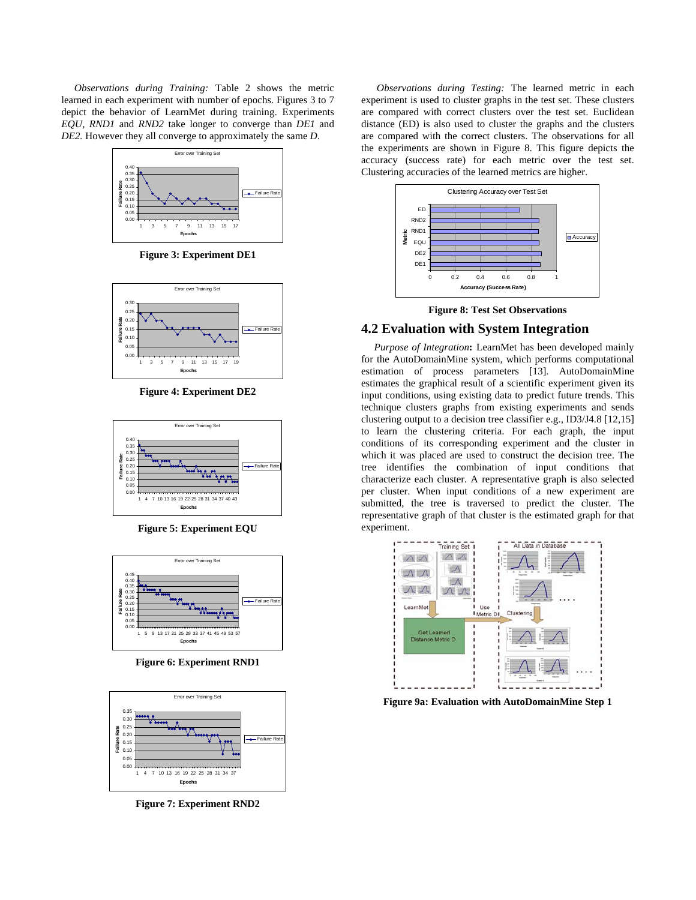*Observations during Training:* Table 2 shows the metric learned in each experiment with number of epochs. Figures 3 to 7 depict the behavior of LearnMet during training. Experiments *EQU*, *RND1* and *RND2* take longer to converge than *DE1* and *DE2.* However they all converge to approximately the same *D*.

**Figure 3: Experiment DE1**

**Figure 4: Experiment DE2**

**Figure 5: Experiment EQU**

**Figure 6: Experiment RND1**

**Figure 7: Experiment RND2**

*Observations during Testing:* The learned metric in each experiment is used to cluster graphs in the test set. These clusters are compared with correct clusters over the test set. Euclidean distance (ED) is also used to cluster the graphs and the clusters are compared with the correct clusters. The observations for all the experiments are shown in Figure 8. This figure depicts the accuracy (success rate) for each metric over the test set. Clustering accuracies of the learned metrics are higher.

**Figure 8: Test Set Observations**

## 4.2 Evaluation with System Integration

*Purpose of Integration***:** LearnMet has been developed mainly for the AutoDomainMine system, which performs computational estimation of process parameters [13]. AutoDomainMine estimates the graphical result of a scientific experiment given its input conditions, using existing data to predict future trends. This technique clusters graphs from existing experiments and sends clustering output to a decision tree classifier e.g., ID3/J4.8 [12,15] to learn the clustering criteria. For each graph, the input conditions of its corresponding experiment and the cluster in which it was placed are used to construct the decision tree. The tree identifies the combination of input conditions that characterize each cluster. A representative graph is also selected per cluster. When input conditions of a new experiment are submitted, the tree is traversed to predict the cluster. The representative graph of that cluster is the estimated graph for that experiment.

**Figure 9a: Evaluation with AutoDomainMine Step 1**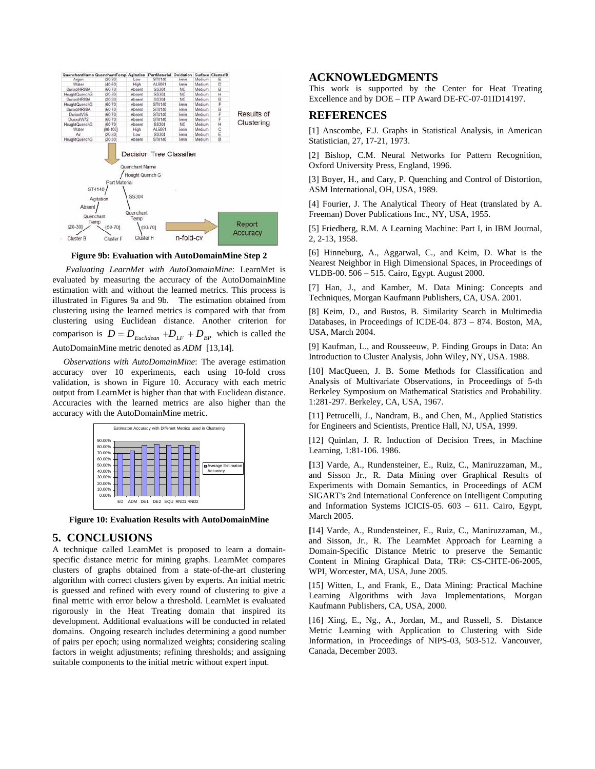| QuenchantName | QuenchantTemp | Agitation | PartMaterial | Oxidation | Surface | ClusterID |
| --- | --- | --- | --- | --- | --- | --- |
| Argon | [20-30] | Low | ST4140 | 5min | Medium | E |
| Water | [40-50] | High | AL6061 | 5min | Medium | D |
| DurixolHR88A | [60-70] | Absent | SS304 | NO | Medium | B |
| HoughtQuenchG | [20-30] | Absent | SS304 | NO | Medium | H |
| DurixolHR88A | [20-30] | Absent | SS304 | NO | Medium | B |
| HoughtQuenchG | [60-70] | Absent | ST4140 | 5min | Medium | F |
| DurixolHR88A | [60-70] | Absent | ST4140 | 5min | Medium | B |
| DurixolV35 | [60-70] | Absent | ST4140 | 5min | Medium | F |
| DurixolW72 | [60-70] | Absent | ST4140 | 5min | Medium | F |
| HoughtQuenchG | [60-70] | Absent | SS304 | NO | Medium | H |
| Water | [90-100] | High | AL6061 | 5min | Medium | C |
| Air | [20-30] | Low | SS304 | 5min | Medium | E |
| HoughtQuenchG | [20-30] | Absent | ST4140 | 5min | Medium | B |

Results of Clustering

Decision Tree Classifier

Quenchant Name
Hought Quench G
Part Material
ST4140
SS304
Agitation
Absent
Quenchant Temp
[20-30]
[60-70]
Quenchant Temp
[60-70]
Cluster B
Cluster F
Cluster H
n-fold-cv
Report Accuracy

**Figure 9b: Evaluation with AutoDomainMine Step 2**

*Evaluating LearnMet with AutoDomainMine*: LearnMet is evaluated by measuring the accuracy of the AutoDomainMine estimation with and without the learned metrics. This process is illustrated in Figures 9a and 9b. The estimation obtained from clustering using the learned metrics is compared with that from clustering using Euclidean distance. Another criterion for comparison is $D = D_{Euclidean} + D_{LF} + D_{BP}$ which is called the AutoDomainMine metric denoted as *ADM* [13,14].

*Observations with AutoDomainMine*: The average estimation accuracy over 10 experiments, each using 10-fold cross validation, is shown in Figure 10. Accuracy with each metric output from LearnMet is higher than that with Euclidean distance. Accuracies with the learned metrics are also higher than the accuracy with the AutoDomainMine metric.

Estimaton Accuracy with Different Metrics used in Clustering

90.00%
80.00%
70.00%
60.00%
50.00%
40.00%
30.00%
20.00%
10.00%
0.00%

ED ADM DE1 DE2 EQU RND1 RND2

Average Estimaton Accuracy

**Figure 10: Evaluation Results with AutoDomainMine**

## 5. CONCLUSIONS

A technique called LearnMet is proposed to learn a domain-specific distance metric for mining graphs. LearnMet compares clusters of graphs obtained from a state-of-the-art clustering algorithm with correct clusters given by experts. An initial metric is guessed and refined with every round of clustering to give a final metric with error below a threshold. LearnMet is evaluated rigorously in the Heat Treating domain that inspired its development. Additional evaluations will be conducted in related domains. Ongoing research includes determining a good number of pairs per epoch; using normalized weights; considering scaling factors in weight adjustments; refining thresholds; and assigning suitable components to the initial metric without expert input.

## ACKNOWLEDGMENTS

This work is supported by the Center for Heat Treating Excellence and by DOE – ITP Award DE-FC-07-01ID14197.

## REFERENCES

[1] Anscombe, F.J. Graphs in Statistical Analysis, in American Statistician, 27, 17-21, 1973.

[2] Bishop, C.M. Neural Networks for Pattern Recognition, Oxford University Press, England, 1996.

[3] Boyer, H., and Cary, P. Quenching and Control of Distortion, ASM International, OH, USA, 1989.

[4] Fourier, J. The Analytical Theory of Heat (translated by A. Freeman) Dover Publications Inc., NY, USA, 1955.

[5] Friedberg, R.M. A Learning Machine: Part I, in IBM Journal, 2, 2-13, 1958.

[6] Hinneburg, A., Aggarwal, C., and Keim, D. What is the Nearest Neighbor in High Dimensional Spaces, in Proceedings of VLDB-00. 506 – 515. Cairo, Egypt. August 2000.

[7] Han, J., and Kamber, M. Data Mining: Concepts and Techniques, Morgan Kaufmann Publishers, CA, USA. 2001.

[8] Keim, D., and Bustos, B. Similarity Search in Multimedia Databases, in Proceedings of ICDE-04. 873 – 874. Boston, MA, USA, March 2004.

[9] Kaufman, L., and Rousseeuw, P. Finding Groups in Data: An Introduction to Cluster Analysis, John Wiley, NY, USA. 1988.

[10] MacQueen, J. B. Some Methods for Classification and Analysis of Multivariate Observations, in Proceedings of 5-th Berkeley Symposium on Mathematical Statistics and Probability. 1:281-297. Berkeley, CA, USA, 1967.

[11] Petrucelli, J., Nandram, B., and Chen, M., Applied Statistics for Engineers and Scientists, Prentice Hall, NJ, USA, 1999.

[12] Quinlan, J. R. Induction of Decision Trees, in Machine Learning, 1:81-106. 1986.

[13] Varde, A., Rundensteiner, E., Ruiz, C., Maniruzzaman, M., and Sisson Jr., R. Data Mining over Graphical Results of Experiments with Domain Semantics, in Proceedings of ACM SIGART's 2nd International Conference on Intelligent Computing and Information Systems ICICIS-05. 603 – 611. Cairo, Egypt, March 2005.

[14] Varde, A., Rundensteiner, E., Ruiz, C., Maniruzzaman, M., and Sisson, Jr., R. The LearnMet Approach for Learning a Domain-Specific Distance Metric to preserve the Semantic Content in Mining Graphical Data, TR#: CS-CHTE-06-2005, WPI, Worcester, MA, USA, June 2005.

[15] Witten, I., and Frank, E., Data Mining: Practical Machine Learning Algorithms with Java Implementations, Morgan Kaufmann Publishers, CA, USA, 2000.

[16] Xing, E., Ng., A., Jordan, M., and Russell, S. Distance Metric Learning with Application to Clustering with Side Information, in Proceedings of NIPS-03, 503-512. Vancouver, Canada, December 2003.